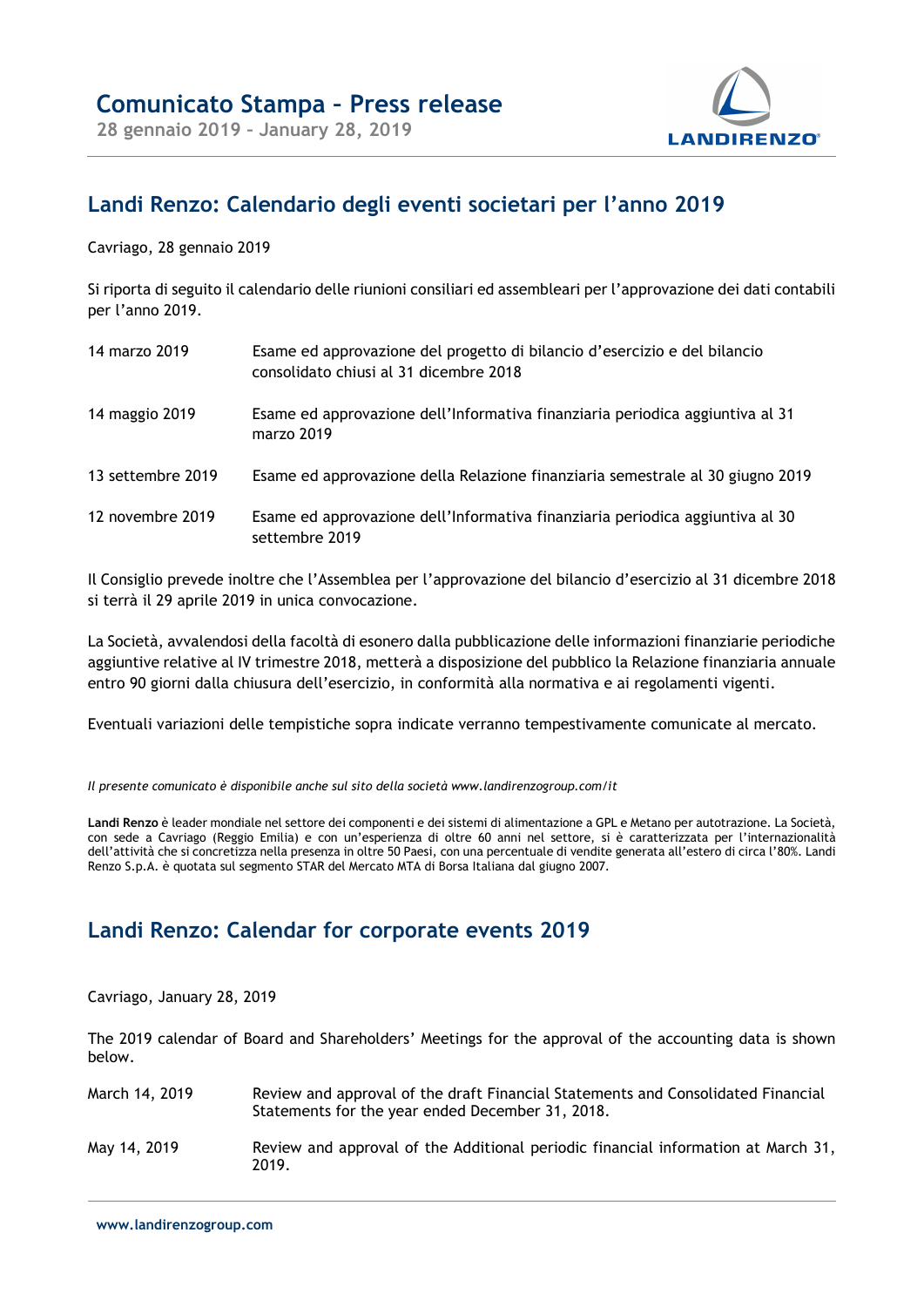# Comunicato Stampa – Press release

**28 gennaio 2019 – January 28, 2019**

## Landi Renzo: Calendario degli eventi societari per l'anno 2019

Cavriago, 28 gennaio 2019

Si riporta di seguito il calendario delle riunioni consiliari ed assembleari per l'approvazione dei dati contabili per l'anno 2019.

| | |
|---|---|
| 14 marzo 2019 | Esame ed approvazione del progetto di bilancio d'esercizio e del bilancio consolidato chiusi al 31 dicembre 2018 |
| 14 maggio 2019 | Esame ed approvazione dell'Informativa finanziaria periodica aggiuntiva al 31 marzo 2019 |
| 13 settembre 2019 | Esame ed approvazione della Relazione finanziaria semestrale al 30 giugno 2019 |
| 12 novembre 2019 | Esame ed approvazione dell'Informativa finanziaria periodica aggiuntiva al 30 settembre 2019 |

Il Consiglio prevede inoltre che l'Assemblea per l'approvazione del bilancio d'esercizio al 31 dicembre 2018 si terrà il 29 aprile 2019 in unica convocazione.

La Società, avvalendosi della facoltà di esonero dalla pubblicazione delle informazioni finanziarie periodiche aggiuntive relative al IV trimestre 2018, metterà a disposizione del pubblico la Relazione finanziaria annuale entro 90 giorni dalla chiusura dell'esercizio, in conformità alla normativa e ai regolamenti vigenti.

Eventuali variazioni delle tempistiche sopra indicate verranno tempestivamente comunicate al mercato.

*Il presente comunicato è disponibile anche sul sito della società www.landirenzogroup.com/it*

**Landi Renzo** è leader mondiale nel settore dei componenti e dei sistemi di alimentazione a GPL e Metano per autotrazione. La Società, con sede a Cavriago (Reggio Emilia) e con un'esperienza di oltre 60 anni nel settore, si è caratterizzata per l'internazionalità dell'attività che si concretizza nella presenza in oltre 50 Paesi, con una percentuale di vendite generata all'estero di circa l'80%. Landi Renzo S.p.A. è quotata sul segmento STAR del Mercato MTA di Borsa Italiana dal giugno 2007.

## Landi Renzo: Calendar for corporate events 2019

Cavriago, January 28, 2019

The 2019 calendar of Board and Shareholders' Meetings for the approval of the accounting data is shown below.

| | |
|---|---|
| March 14, 2019 | Review and approval of the draft Financial Statements and Consolidated Financial Statements for the year ended December 31, 2018. |
| May 14, 2019 | Review and approval of the Additional periodic financial information at March 31, 2019. |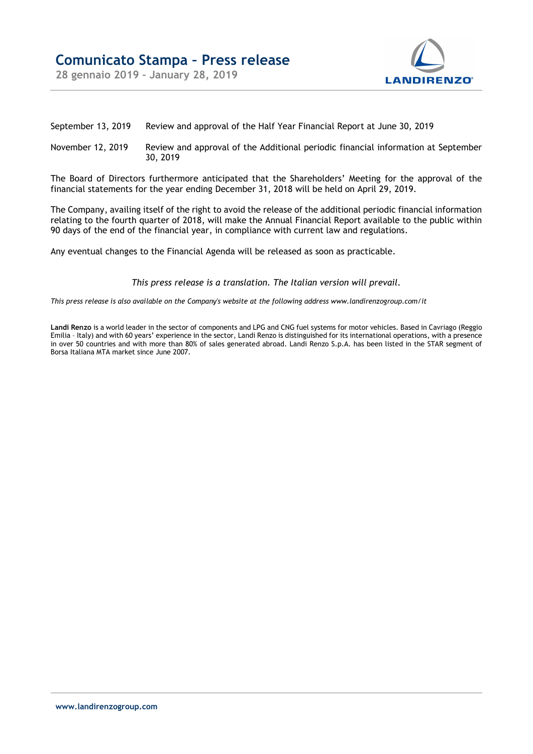| | |
|---|---|
| September 13, 2019 | Review and approval of the Half Year Financial Report at June 30, 2019 |
| November 12, 2019 | Review and approval of the Additional periodic financial information at September 30, 2019 |

The Board of Directors furthermore anticipated that the Shareholders' Meeting for the approval of the financial statements for the year ending December 31, 2018 will be held on April 29, 2019.

The Company, availing itself of the right to avoid the release of the additional periodic financial information relating to the fourth quarter of 2018, will make the Annual Financial Report available to the public within 90 days of the end of the financial year, in compliance with current law and regulations.

Any eventual changes to the Financial Agenda will be released as soon as practicable.

*This press release is a translation. The Italian version will prevail.*

*This press release is also available on the Company's website at the following address www.landirenzogroup.com/it*

**Landi Renzo** is a world leader in the sector of components and LPG and CNG fuel systems for motor vehicles. Based in Cavriago (Reggio Emilia – Italy) and with 60 years' experience in the sector, Landi Renzo is distinguished for its international operations, with a presence in over 50 countries and with more than 80% of sales generated abroad. Landi Renzo S.p.A. has been listed in the STAR segment of Borsa Italiana MTA market since June 2007.